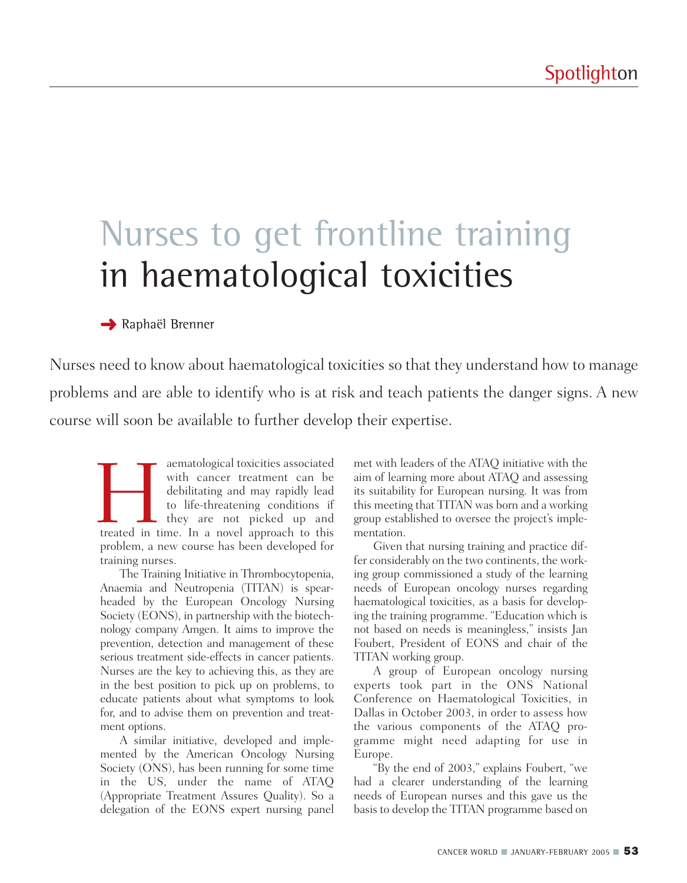# Nurses to get frontline training in haematological toxicities

➜ Raphaël Brenner

Nurses need to know about haematological toxicities so that they understand how to manage problems and are able to identify who is at risk and teach patients the danger signs. A new course will soon be available to further develop their expertise.

Haematological toxicities associated with cancer treatment can be debilitating and may rapidly lead to life-threatening conditions if they are not picked up and treated in time. In a novel approach to this problem, a new course has been developed for training nurses.

The Training Initiative in Thrombocytopenia, Anaemia and Neutropenia (TITAN) is spearheaded by the European Oncology Nursing Society (EONS), in partnership with the biotechnology company Amgen. It aims to improve the prevention, detection and management of these serious treatment side-effects in cancer patients. Nurses are the key to achieving this, as they are in the best position to pick up on problems, to educate patients about what symptoms to look for, and to advise them on prevention and treatment options.

A similar initiative, developed and implemented by the American Oncology Nursing Society (ONS), has been running for some time in the US, under the name of ATAQ (Appropriate Treatment Assures Quality). So a delegation of the EONS expert nursing panel met with leaders of the ATAQ initiative with the aim of learning more about ATAQ and assessing its suitability for European nursing. It was from this meeting that TITAN was born and a working group established to oversee the project's implementation.

Given that nursing training and practice differ considerably on the two continents, the working group commissioned a study of the learning needs of European oncology nurses regarding haematological toxicities, as a basis for developing the training programme. "Education which is not based on needs is meaningless," insists Jan Foubert, President of EONS and chair of the TITAN working group.

A group of European oncology nursing experts took part in the ONS National Conference on Haematological Toxicities, in Dallas in October 2003, in order to assess how the various components of the ATAQ programme might need adapting for use in Europe.

"By the end of 2003," explains Foubert, "we had a clearer understanding of the learning needs of European nurses and this gave us the basis to develop the TITAN programme based on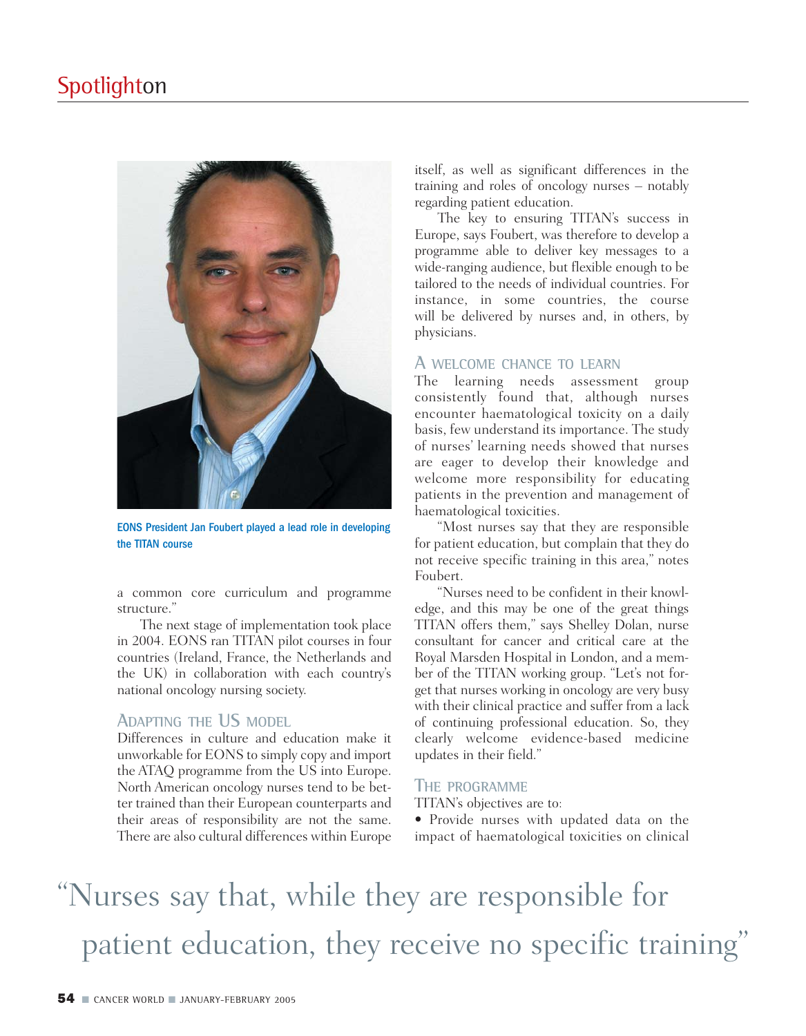EONS President Jan Foubert played a lead role in developing the TITAN course

a common core curriculum and programme structure."

The next stage of implementation took place in 2004. EONS ran TITAN pilot courses in four countries (Ireland, France, the Netherlands and the UK) in collaboration with each country's national oncology nursing society.

## Adapting the US model

Differences in culture and education make it unworkable for EONS to simply copy and import the ATAQ programme from the US into Europe. North American oncology nurses tend to be better trained than their European counterparts and their areas of responsibility are not the same. There are also cultural differences within Europe itself, as well as significant differences in the training and roles of oncology nurses – notably regarding patient education.

The key to ensuring TITAN's success in Europe, says Foubert, was therefore to develop a programme able to deliver key messages to a wide-ranging audience, but flexible enough to be tailored to the needs of individual countries. For instance, in some countries, the course will be delivered by nurses and, in others, by physicians.

## A welcome chance to learn

The learning needs assessment group consistently found that, although nurses encounter haematological toxicity on a daily basis, few understand its importance. The study of nurses' learning needs showed that nurses are eager to develop their knowledge and welcome more responsibility for educating patients in the prevention and management of haematological toxicities.

"Most nurses say that they are responsible for patient education, but complain that they do not receive specific training in this area," notes Foubert.

"Nurses need to be confident in their knowledge, and this may be one of the great things TITAN offers them," says Shelley Dolan, nurse consultant for cancer and critical care at the Royal Marsden Hospital in London, and a member of the TITAN working group. "Let's not forget that nurses working in oncology are very busy with their clinical practice and suffer from a lack of continuing professional education. So, they clearly welcome evidence-based medicine updates in their field."

## The programme

TITAN's objectives are to:

- Provide nurses with updated data on the impact of haematological toxicities on clinical

"Nurses say that, while they are responsible for patient education, they receive no specific training"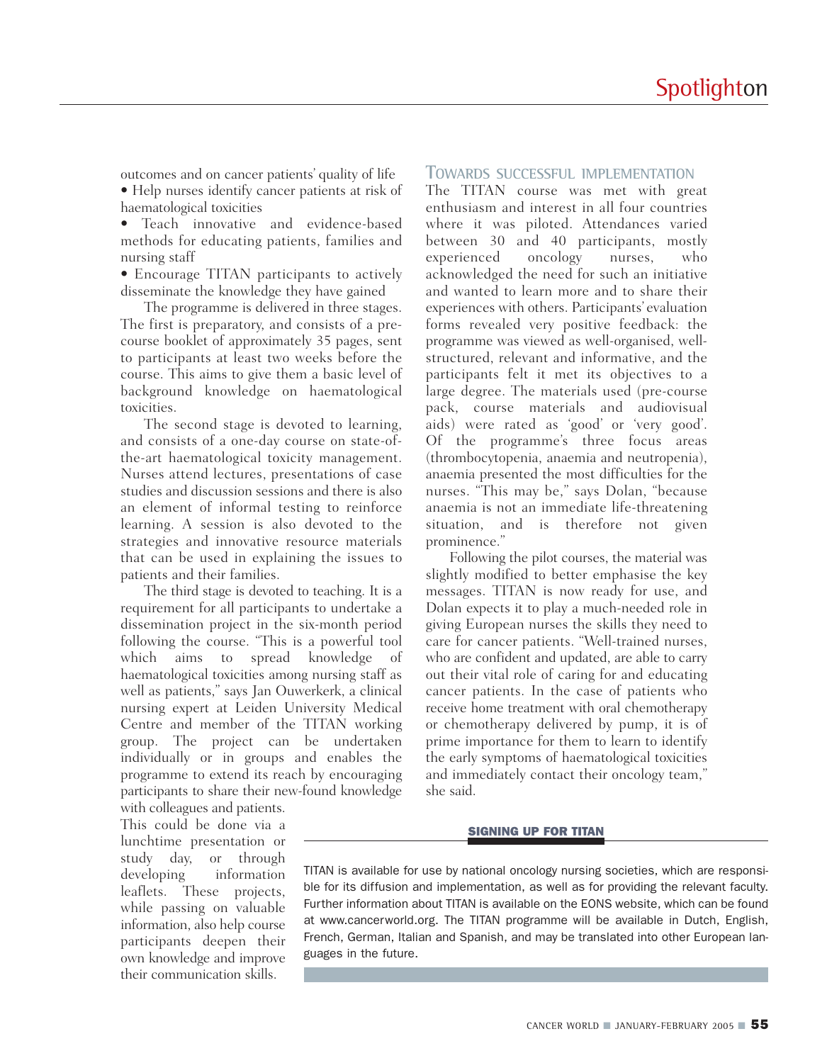outcomes and on cancer patients' quality of life

- Help nurses identify cancer patients at risk of haematological toxicities
- Teach innovative and evidence-based methods for educating patients, families and nursing staff
- Encourage TITAN participants to actively disseminate the knowledge they have gained

The programme is delivered in three stages. The first is preparatory, and consists of a pre-course booklet of approximately 35 pages, sent to participants at least two weeks before the course. This aims to give them a basic level of background knowledge on haematological toxicities.

The second stage is devoted to learning, and consists of a one-day course on state-of-the-art haematological toxicity management. Nurses attend lectures, presentations of case studies and discussion sessions and there is also an element of informal testing to reinforce learning. A session is also devoted to the strategies and innovative resource materials that can be used in explaining the issues to patients and their families.

The third stage is devoted to teaching. It is a requirement for all participants to undertake a dissemination project in the six-month period following the course. "This is a powerful tool which aims to spread knowledge of haematological toxicities among nursing staff as well as patients," says Jan Ouwerkerk, a clinical nursing expert at Leiden University Medical Centre and member of the TITAN working group. The project can be undertaken individually or in groups and enables the programme to extend its reach by encouraging participants to share their new-found knowledge with colleagues and patients. This could be done via a lunchtime presentation or study day, or through developing information leaflets. These projects, while passing on valuable information, also help course participants deepen their own knowledge and improve their communication skills.

## Towards successful implementation

The TITAN course was met with great enthusiasm and interest in all four countries where it was piloted. Attendances varied between 30 and 40 participants, mostly experienced oncology nurses, who acknowledged the need for such an initiative and wanted to learn more and to share their experiences with others. Participants' evaluation forms revealed very positive feedback: the programme was viewed as well-organised, well-structured, relevant and informative, and the participants felt it met its objectives to a large degree. The materials used (pre-course pack, course materials and audiovisual aids) were rated as 'good' or 'very good'. Of the programme's three focus areas (thrombocytopenia, anaemia and neutropenia), anaemia presented the most difficulties for the nurses. "This may be," says Dolan, "because anaemia is not an immediate life-threatening situation, and is therefore not given prominence."

Following the pilot courses, the material was slightly modified to better emphasise the key messages. TITAN is now ready for use, and Dolan expects it to play a much-needed role in giving European nurses the skills they need to care for cancer patients. "Well-trained nurses, who are confident and updated, are able to carry out their vital role of caring for and educating cancer patients. In the case of patients who receive home treatment with oral chemotherapy or chemotherapy delivered by pump, it is of prime importance for them to learn to identify the early symptoms of haematological toxicities and immediately contact their oncology team," she said.

### SIGNING UP FOR TITAN

TITAN is available for use by national oncology nursing societies, which are responsible for its diffusion and implementation, as well as for providing the relevant faculty. Further information about TITAN is available on the EONS website, which can be found at www.cancerworld.org. The TITAN programme will be available in Dutch, English, French, German, Italian and Spanish, and may be translated into other European languages in the future.